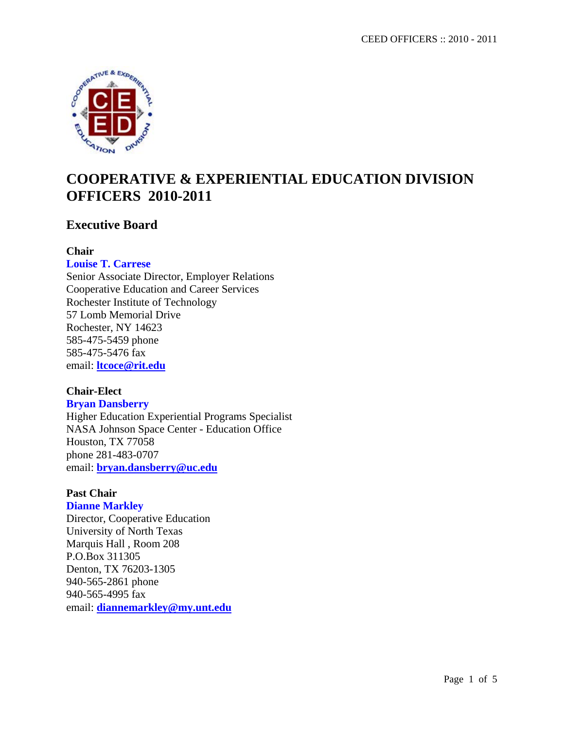# COOPERATIVE & EXPERIENTIAL EDUCATION DIVISION OFFICERS 2010-2011

## Executive Board

### Chair

**Louise T. Carrese**
Senior Associate Director, Employer Relations
Cooperative Education and Career Services
Rochester Institute of Technology
57 Lomb Memorial Drive
Rochester, NY 14623
585-475-5459 phone
585-475-5476 fax
email: **ltcoce@rit.edu**

### Chair-Elect

**Bryan Dansberry**
Higher Education Experiential Programs Specialist
NASA Johnson Space Center - Education Office
Houston, TX 77058
phone 281-483-0707
email: **bryan.dansberry@uc.edu**

### Past Chair

**Dianne Markley**
Director, Cooperative Education
University of North Texas
Marquis Hall , Room 208
P.O.Box 311305
Denton, TX 76203-1305
940-565-2861 phone
940-565-4995 fax
email: **diannemarkley@my.unt.edu**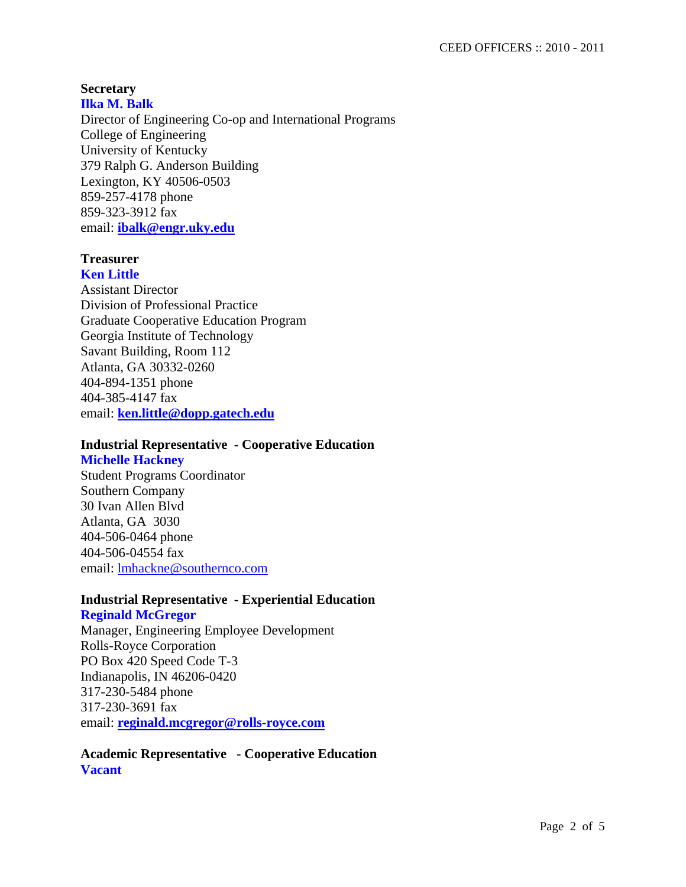**Secretary**
**Ilka M. Balk**
Director of Engineering Co-op and International Programs
College of Engineering
University of Kentucky
379 Ralph G. Anderson Building
Lexington, KY 40506-0503
859-257-4178 phone
859-323-3912 fax
email: **ibalk@engr.uky.edu**

**Treasurer**
**Ken Little**
Assistant Director
Division of Professional Practice
Graduate Cooperative Education Program
Georgia Institute of Technology
Savant Building, Room 112
Atlanta, GA 30332-0260
404-894-1351 phone
404-385-4147 fax
email: **ken.little@dopp.gatech.edu**

**Industrial Representative - Cooperative Education**
**Michelle Hackney**
Student Programs Coordinator
Southern Company
30 Ivan Allen Blvd
Atlanta, GA 3030
404-506-0464 phone
404-506-04554 fax
email: lmhackne@southernco.com

**Industrial Representative - Experiential Education**
**Reginald McGregor**
Manager, Engineering Employee Development
Rolls-Royce Corporation
PO Box 420 Speed Code T-3
Indianapolis, IN 46206-0420
317-230-5484 phone
317-230-3691 fax
email: **reginald.mcgregor@rolls-royce.com**

**Academic Representative - Cooperative Education**
**Vacant**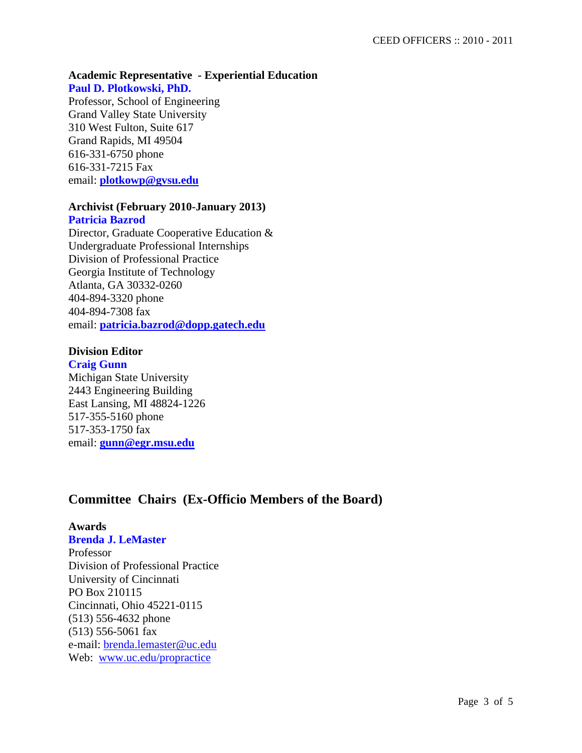**Academic Representative - Experiential Education**

**Paul D. Plotkowski, PhD.**
Professor, School of Engineering
Grand Valley State University
310 West Fulton, Suite 617
Grand Rapids, MI 49504
616-331-6750 phone
616-331-7215 Fax
email: **plotkowp@gvsu.edu**

**Archivist (February 2010-January 2013)**

**Patricia Bazrod**
Director, Graduate Cooperative Education &
Undergraduate Professional Internships
Division of Professional Practice
Georgia Institute of Technology
Atlanta, GA 30332-0260
404-894-3320 phone
404-894-7308 fax
email: **patricia.bazrod@dopp.gatech.edu**

**Division Editor**

**Craig Gunn**
Michigan State University
2443 Engineering Building
East Lansing, MI 48824-1226
517-355-5160 phone
517-353-1750 fax
email: **gunn@egr.msu.edu**

## Committee Chairs (Ex-Officio Members of the Board)

**Awards**

**Brenda J. LeMaster**
Professor
Division of Professional Practice
University of Cincinnati
PO Box 210115
Cincinnati, Ohio 45221-0115
(513) 556-4632 phone
(513) 556-5061 fax
e-mail: brenda.lemaster@uc.edu
Web: www.uc.edu/propractice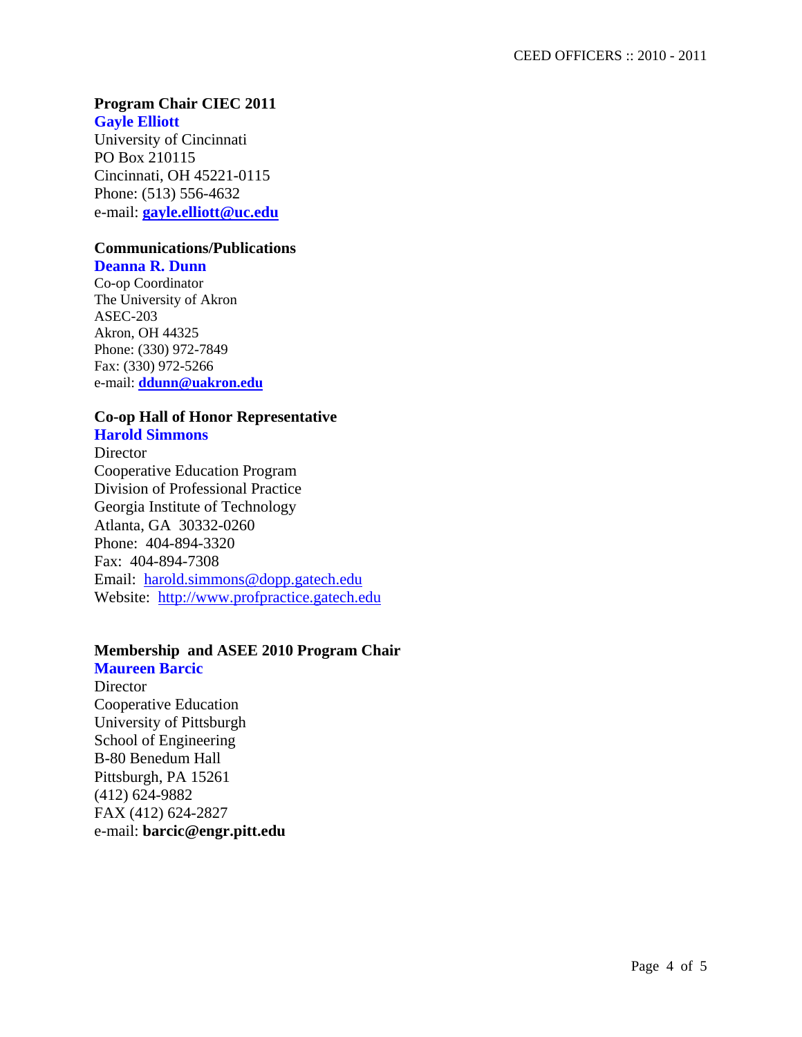### Program Chair CIEC 2011

**Gayle Elliott**
University of Cincinnati
PO Box 210115
Cincinnati, OH 45221-0115
Phone: (513) 556-4632
e-mail: **gayle.elliott@uc.edu**

### Communications/Publications

**Deanna R. Dunn**
Co-op Coordinator
The University of Akron
ASEC-203
Akron, OH 44325
Phone: (330) 972-7849
Fax: (330) 972-5266
e-mail: **ddunn@uakron.edu**

### Co-op Hall of Honor Representative

**Harold Simmons**
Director
Cooperative Education Program
Division of Professional Practice
Georgia Institute of Technology
Atlanta, GA 30332-0260
Phone: 404-894-3320
Fax: 404-894-7308
Email: harold.simmons@dopp.gatech.edu
Website: http://www.profpractice.gatech.edu

### Membership and ASEE 2010 Program Chair

**Maureen Barcic**
Director
Cooperative Education
University of Pittsburgh
School of Engineering
B-80 Benedum Hall
Pittsburgh, PA 15261
(412) 624-9882
FAX (412) 624-2827
e-mail: **barcic@engr.pitt.edu**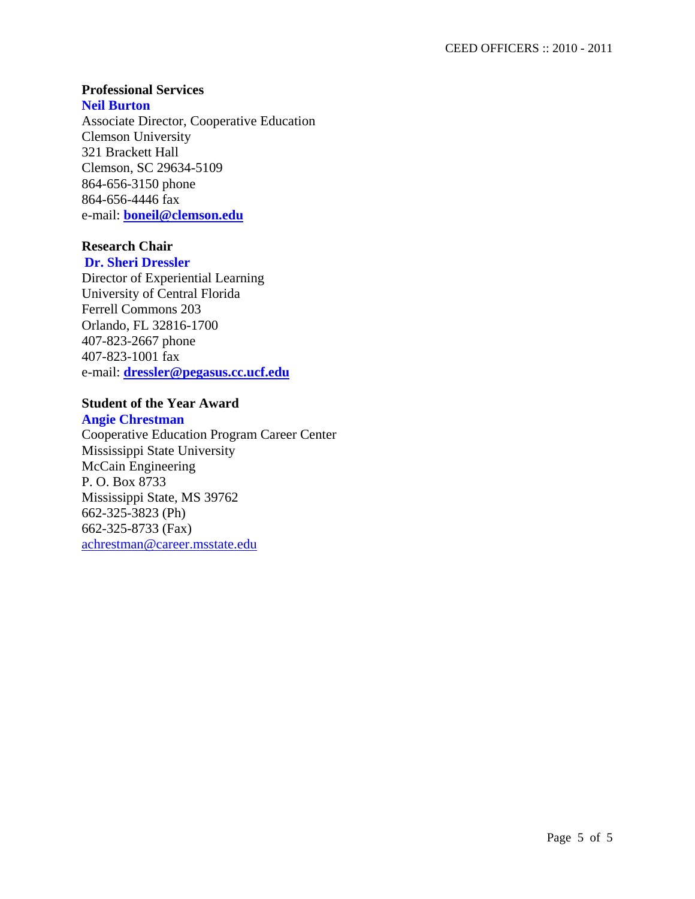**Professional Services**

**Neil Burton**
Associate Director, Cooperative Education
Clemson University
321 Brackett Hall
Clemson, SC 29634-5109
864-656-3150 phone
864-656-4446 fax
e-mail: **boneil@clemson.edu**

**Research Chair**

**Dr. Sheri Dressler**
Director of Experiential Learning
University of Central Florida
Ferrell Commons 203
Orlando, FL 32816-1700
407-823-2667 phone
407-823-1001 fax
e-mail: **dressler@pegasus.cc.ucf.edu**

**Student of the Year Award**

**Angie Chrestman**
Cooperative Education Program Career Center
Mississippi State University
McCain Engineering
P. O. Box 8733
Mississippi State, MS 39762
662-325-3823 (Ph)
662-325-8733 (Fax)
achrestman@career.msstate.edu